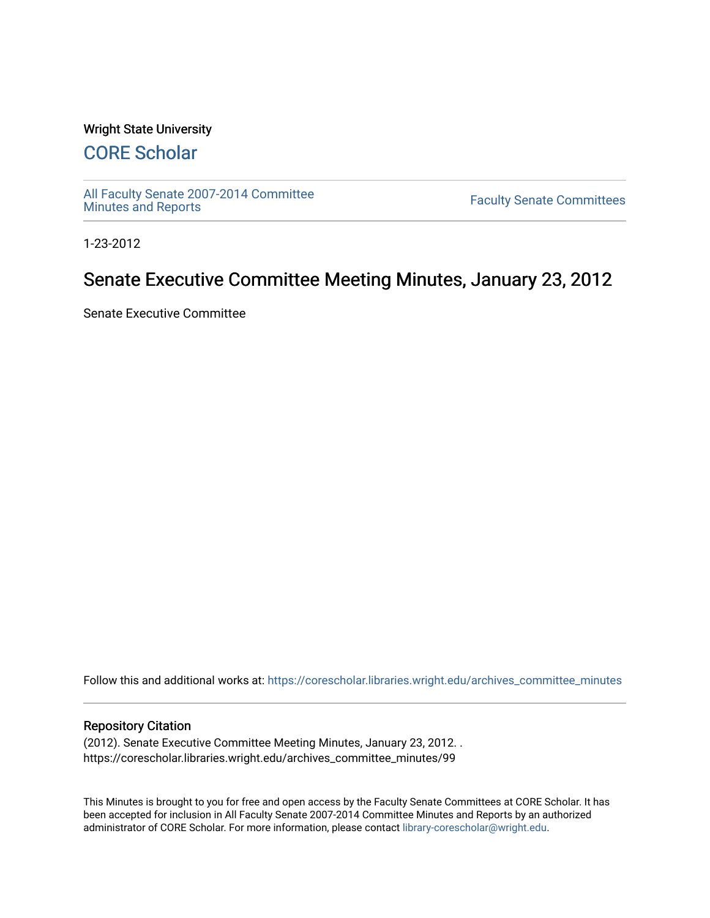Wright State University

# CORE Scholar

All Faculty Senate 2007-2014 Committee Minutes and Reports

Faculty Senate Committees

1-23-2012

## Senate Executive Committee Meeting Minutes, January 23, 2012

Senate Executive Committee

Follow this and additional works at: https://corescholar.libraries.wright.edu/archives_committee_minutes

### Repository Citation

(2012). Senate Executive Committee Meeting Minutes, January 23, 2012. . https://corescholar.libraries.wright.edu/archives_committee_minutes/99

This Minutes is brought to you for free and open access by the Faculty Senate Committees at CORE Scholar. It has been accepted for inclusion in All Faculty Senate 2007-2014 Committee Minutes and Reports by an authorized administrator of CORE Scholar. For more information, please contact library-corescholar@wright.edu.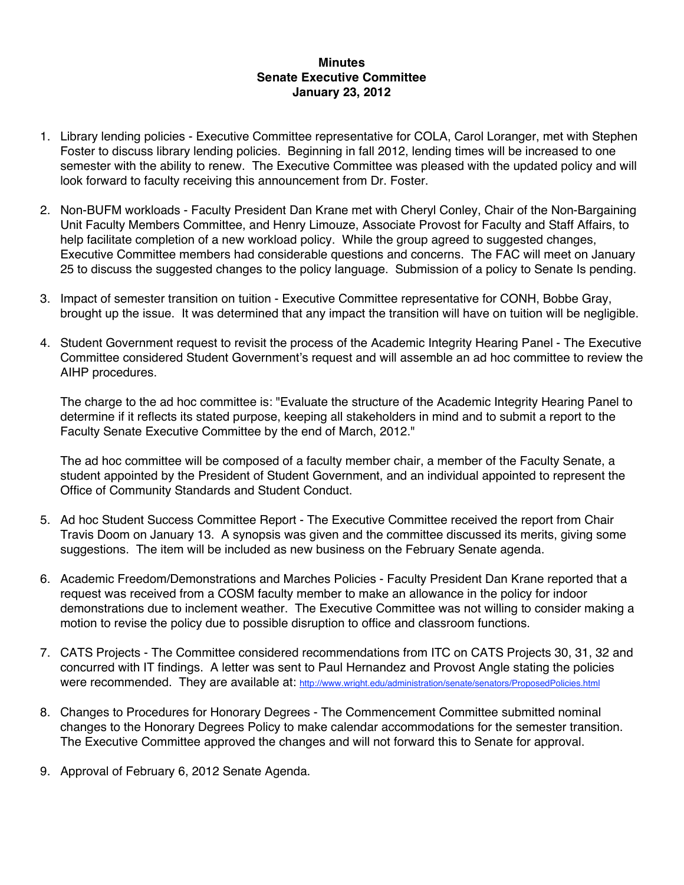**Minutes**
**Senate Executive Committee**
**January 23, 2012**

1. Library lending policies - Executive Committee representative for COLA, Carol Loranger, met with Stephen Foster to discuss library lending policies. Beginning in fall 2012, lending times will be increased to one semester with the ability to renew. The Executive Committee was pleased with the updated policy and will look forward to faculty receiving this announcement from Dr. Foster.

2. Non-BUFM workloads - Faculty President Dan Krane met with Cheryl Conley, Chair of the Non-Bargaining Unit Faculty Members Committee, and Henry Limouze, Associate Provost for Faculty and Staff Affairs, to help facilitate completion of a new workload policy. While the group agreed to suggested changes, Executive Committee members had considerable questions and concerns. The FAC will meet on January 25 to discuss the suggested changes to the policy language. Submission of a policy to Senate Is pending.

3. Impact of semester transition on tuition - Executive Committee representative for CONH, Bobbe Gray, brought up the issue. It was determined that any impact the transition will have on tuition will be negligible.

4. Student Government request to revisit the process of the Academic Integrity Hearing Panel - The Executive Committee considered Student Government's request and will assemble an ad hoc committee to review the AIHP procedures.

   The charge to the ad hoc committee is: "Evaluate the structure of the Academic Integrity Hearing Panel to determine if it reflects its stated purpose, keeping all stakeholders in mind and to submit a report to the Faculty Senate Executive Committee by the end of March, 2012."

   The ad hoc committee will be composed of a faculty member chair, a member of the Faculty Senate, a student appointed by the President of Student Government, and an individual appointed to represent the Office of Community Standards and Student Conduct.

5. Ad hoc Student Success Committee Report - The Executive Committee received the report from Chair Travis Doom on January 13. A synopsis was given and the committee discussed its merits, giving some suggestions. The item will be included as new business on the February Senate agenda.

6. Academic Freedom/Demonstrations and Marches Policies - Faculty President Dan Krane reported that a request was received from a COSM faculty member to make an allowance in the policy for indoor demonstrations due to inclement weather. The Executive Committee was not willing to consider making a motion to revise the policy due to possible disruption to office and classroom functions.

7. CATS Projects - The Committee considered recommendations from ITC on CATS Projects 30, 31, 32 and concurred with IT findings. A letter was sent to Paul Hernandez and Provost Angle stating the policies were recommended. They are available at: http://www.wright.edu/administration/senate/senators/ProposedPolicies.html

8. Changes to Procedures for Honorary Degrees - The Commencement Committee submitted nominal changes to the Honorary Degrees Policy to make calendar accommodations for the semester transition. The Executive Committee approved the changes and will not forward this to Senate for approval.

9. Approval of February 6, 2012 Senate Agenda.